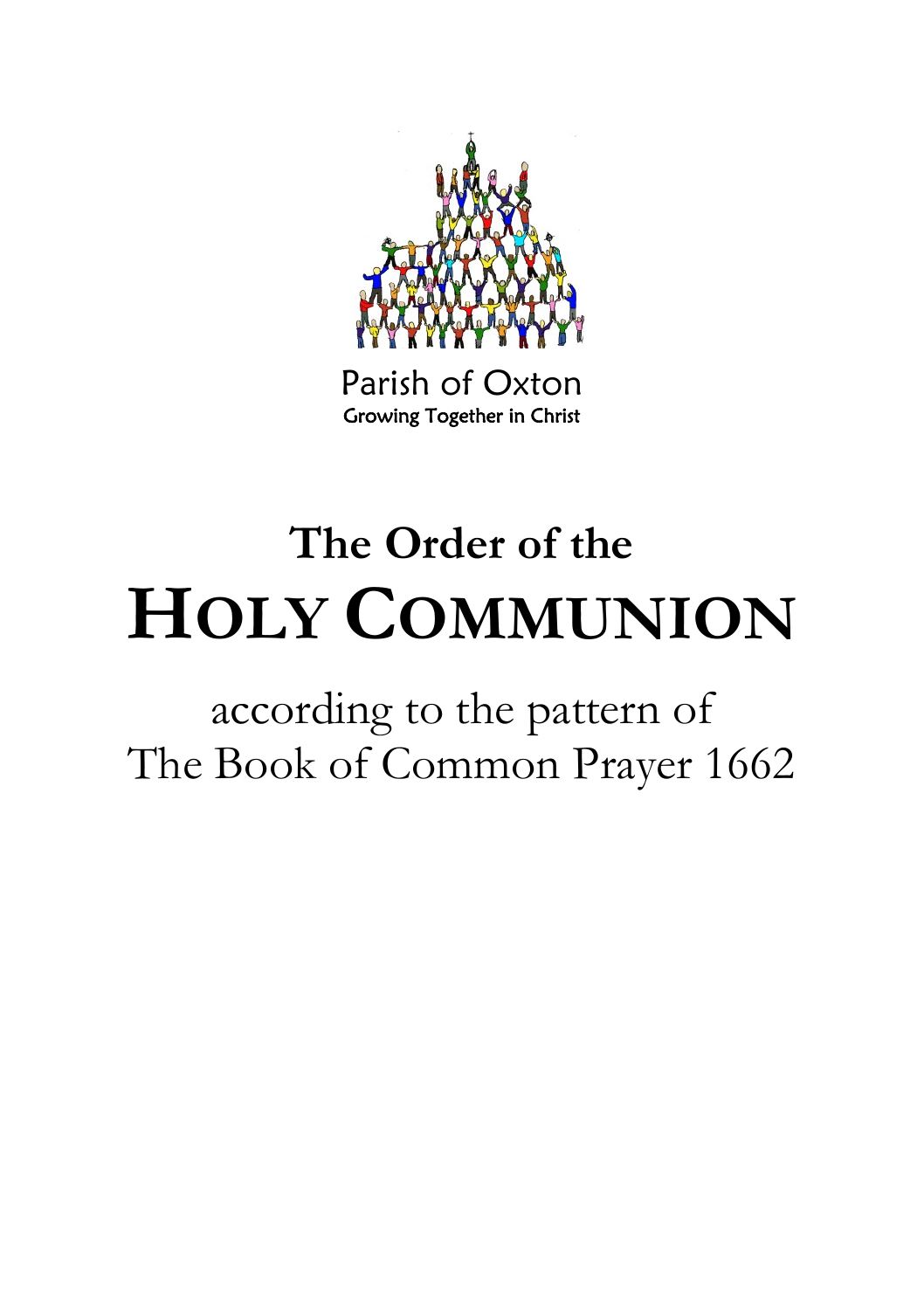Parish of Oxton
Growing Together in Christ

# The Order of the HOLY COMMUNION

according to the pattern of
The Book of Common Prayer 1662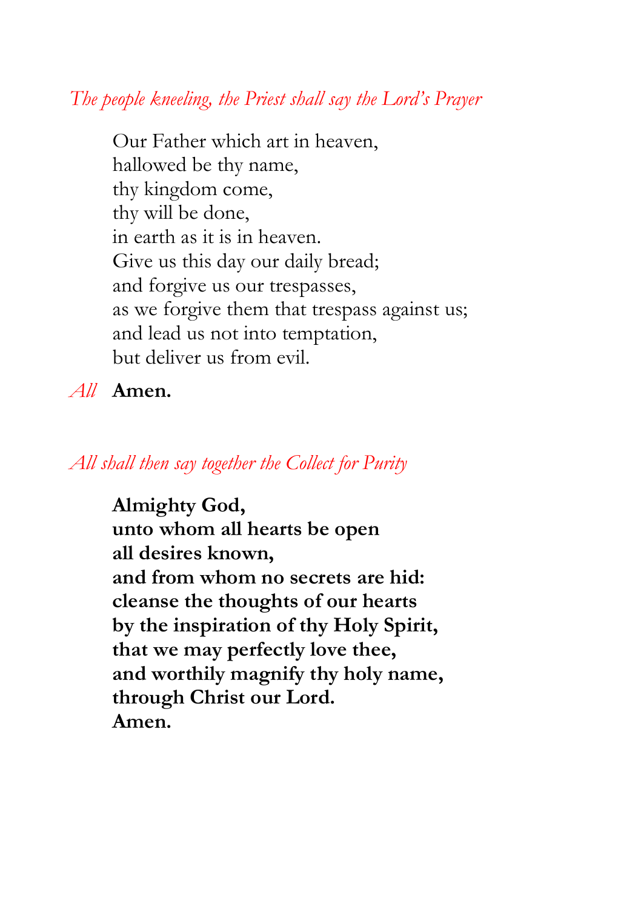*The people kneeling, the Priest shall say the Lord's Prayer*

Our Father which art in heaven,
hallowed be thy name,
thy kingdom come,
thy will be done,
in earth as it is in heaven.
Give us this day our daily bread;
and forgive us our trespasses,
as we forgive them that trespass against us;
and lead us not into temptation,
but deliver us from evil.

*All* **Amen.**

*All shall then say together the Collect for Purity*

**Almighty God,**
**unto whom all hearts be open**
**all desires known,**
**and from whom no secrets are hid:**
**cleanse the thoughts of our hearts**
**by the inspiration of thy Holy Spirit,**
**that we may perfectly love thee,**
**and worthily magnify thy holy name,**
**through Christ our Lord.**
**Amen.**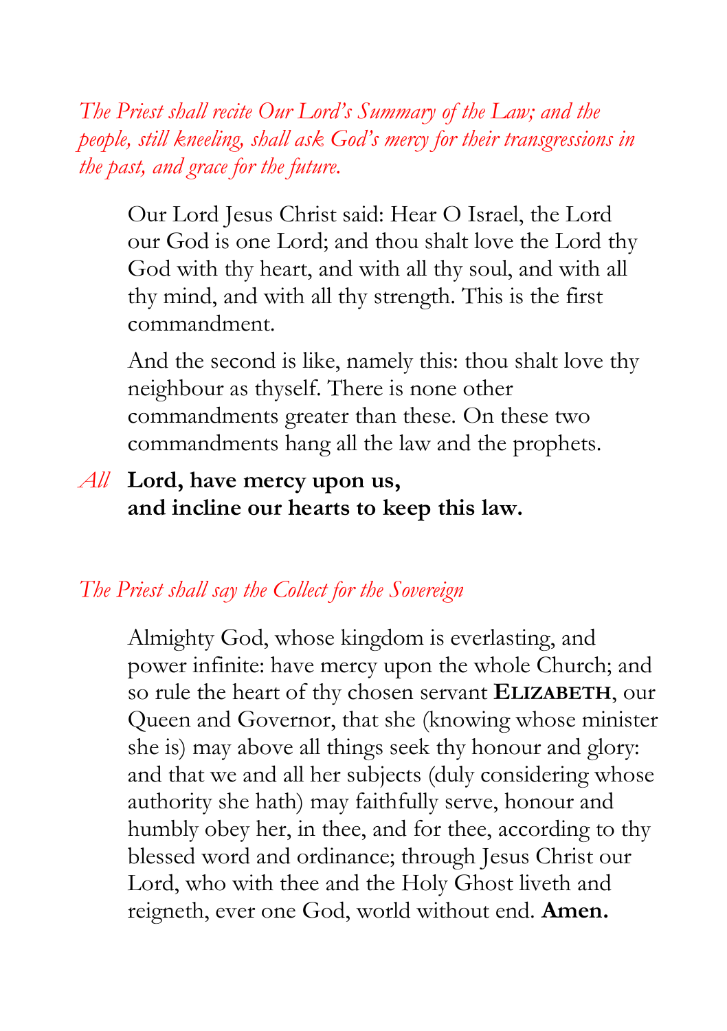*The Priest shall recite Our Lord's Summary of the Law; and the people, still kneeling, shall ask God's mercy for their transgressions in the past, and grace for the future.*

Our Lord Jesus Christ said: Hear O Israel, the Lord our God is one Lord; and thou shalt love the Lord thy God with thy heart, and with all thy soul, and with all thy mind, and with all thy strength. This is the first commandment.

And the second is like, namely this: thou shalt love thy neighbour as thyself. There is none other commandments greater than these. On these two commandments hang all the law and the prophets.

*All* **Lord, have mercy upon us,**
**and incline our hearts to keep this law.**

*The Priest shall say the Collect for the Sovereign*

Almighty God, whose kingdom is everlasting, and power infinite: have mercy upon the whole Church; and so rule the heart of thy chosen servant **ELIZABETH**, our Queen and Governor, that she (knowing whose minister she is) may above all things seek thy honour and glory: and that we and all her subjects (duly considering whose authority she hath) may faithfully serve, honour and humbly obey her, in thee, and for thee, according to thy blessed word and ordinance; through Jesus Christ our Lord, who with thee and the Holy Ghost liveth and reigneth, ever one God, world without end. **Amen.**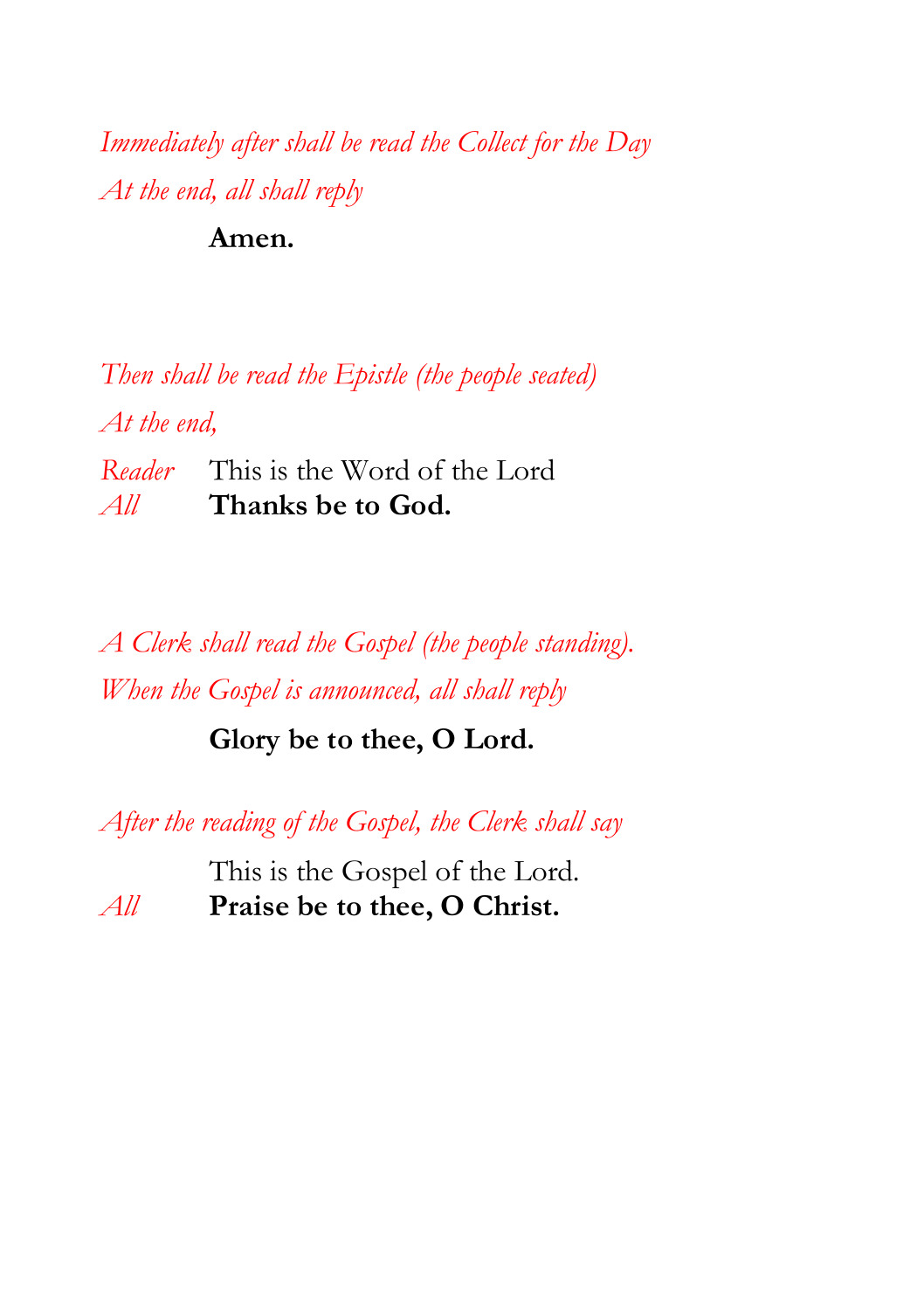*Immediately after shall be read the Collect for the Day*

*At the end, all shall reply*

**Amen.**

*Then shall be read the Epistle (the people seated)*

*At the end,*

*Reader* This is the Word of the Lord
*All* **Thanks be to God.**

*A Clerk shall read the Gospel (the people standing).*

*When the Gospel is announced, all shall reply*

**Glory be to thee, O Lord.**

*After the reading of the Gospel, the Clerk shall say*

This is the Gospel of the Lord.
*All* **Praise be to thee, O Christ.**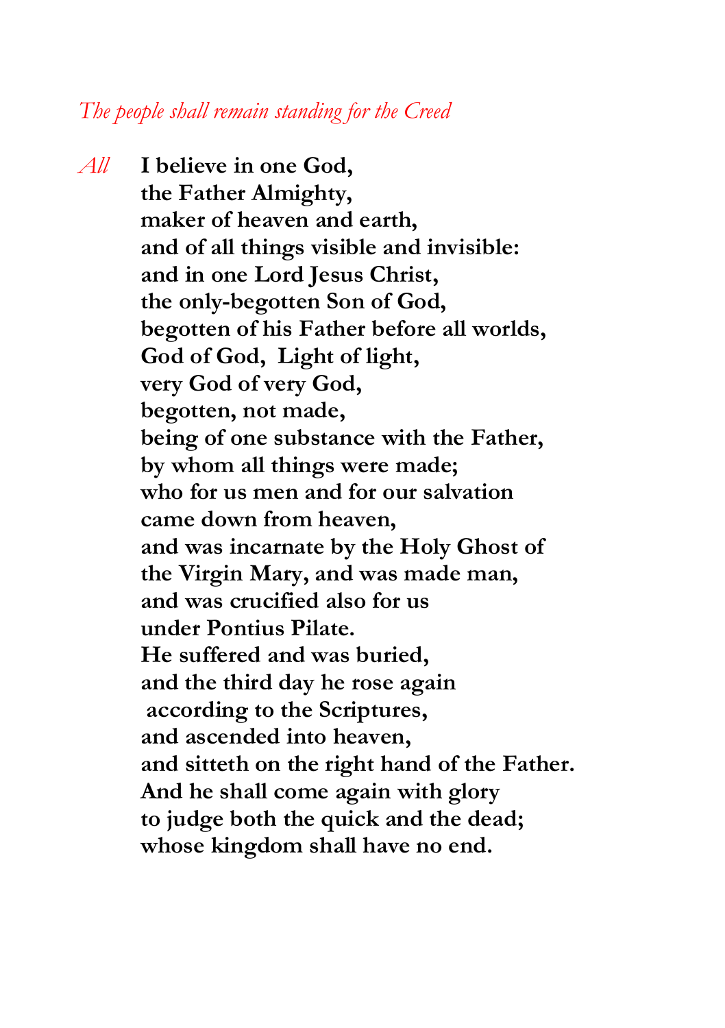*The people shall remain standing for the Creed*

*All* **I believe in one God,**
**the Father Almighty,**
**maker of heaven and earth,**
**and of all things visible and invisible:**
**and in one Lord Jesus Christ,**
**the only-begotten Son of God,**
**begotten of his Father before all worlds,**
**God of God, Light of light,**
**very God of very God,**
**begotten, not made,**
**being of one substance with the Father,**
**by whom all things were made;**
**who for us men and for our salvation**
**came down from heaven,**
**and was incarnate by the Holy Ghost of**
**the Virgin Mary, and was made man,**
**and was crucified also for us**
**under Pontius Pilate.**
**He suffered and was buried,**
**and the third day he rose again**
**according to the Scriptures,**
**and ascended into heaven,**
**and sitteth on the right hand of the Father.**
**And he shall come again with glory**
**to judge both the quick and the dead;**
**whose kingdom shall have no end.**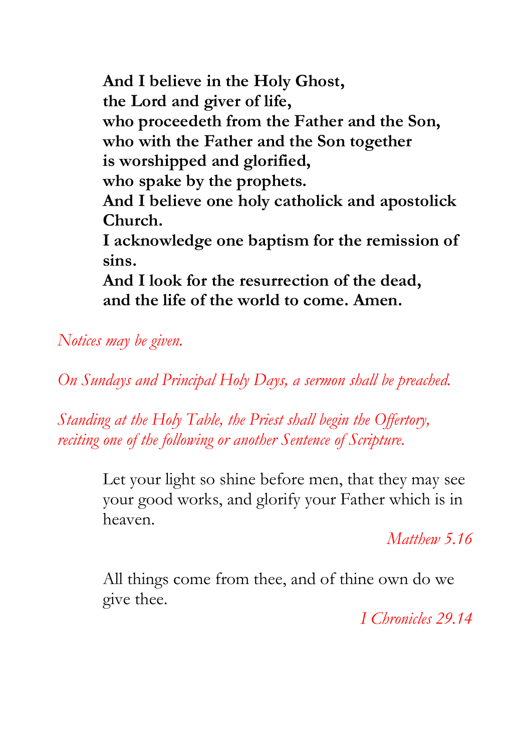**And I believe in the Holy Ghost,**
**the Lord and giver of life,**
**who proceedeth from the Father and the Son,**
**who with the Father and the Son together**
**is worshipped and glorified,**
**who spake by the prophets.**
**And I believe one holy catholick and apostolick Church.**
**I acknowledge one baptism for the remission of sins.**
**And I look for the resurrection of the dead,**
**and the life of the world to come. Amen.**

*Notices may be given.*

*On Sundays and Principal Holy Days, a sermon shall be preached.*

*Standing at the Holy Table, the Priest shall begin the Offertory, reciting one of the following or another Sentence of Scripture.*

> Let your light so shine before men, that they may see your good works, and glorify your Father which is in heaven.
>
> *Matthew 5.16*

> All things come from thee, and of thine own do we give thee.
>
> *I Chronicles 29.14*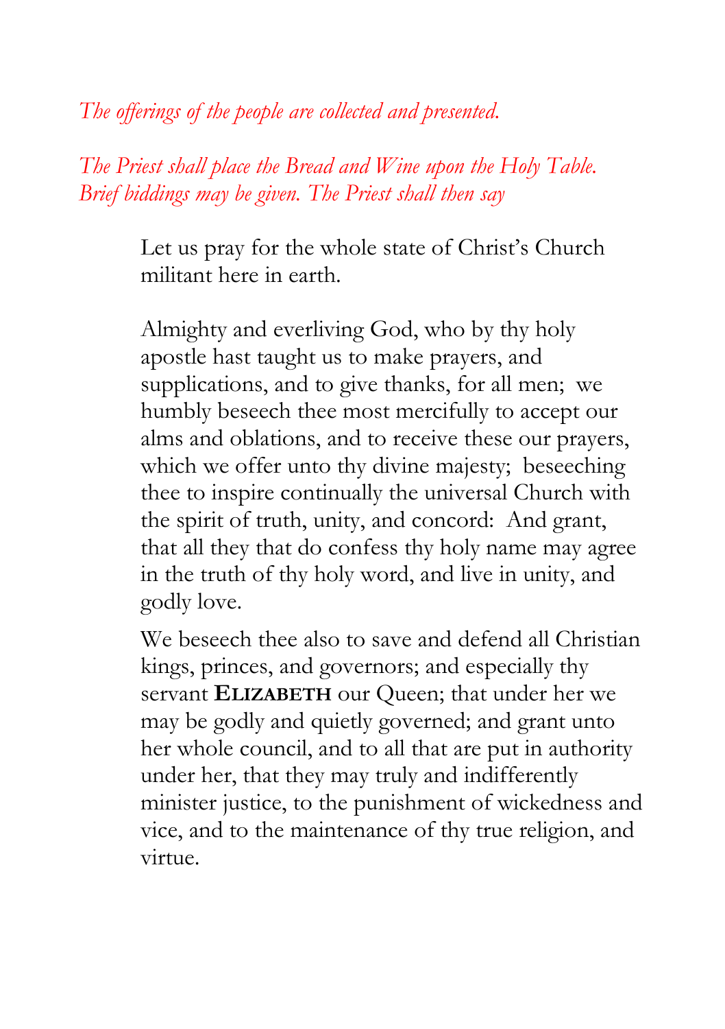*The offerings of the people are collected and presented.*

*The Priest shall place the Bread and Wine upon the Holy Table. Brief biddings may be given. The Priest shall then say*

Let us pray for the whole state of Christ's Church militant here in earth.

Almighty and everliving God, who by thy holy apostle hast taught us to make prayers, and supplications, and to give thanks, for all men; we humbly beseech thee most mercifully to accept our alms and oblations, and to receive these our prayers, which we offer unto thy divine majesty; beseeching thee to inspire continually the universal Church with the spirit of truth, unity, and concord: And grant, that all they that do confess thy holy name may agree in the truth of thy holy word, and live in unity, and godly love.

We beseech thee also to save and defend all Christian kings, princes, and governors; and especially thy servant **ELIZABETH** our Queen; that under her we may be godly and quietly governed; and grant unto her whole council, and to all that are put in authority under her, that they may truly and indifferently minister justice, to the punishment of wickedness and vice, and to the maintenance of thy true religion, and virtue.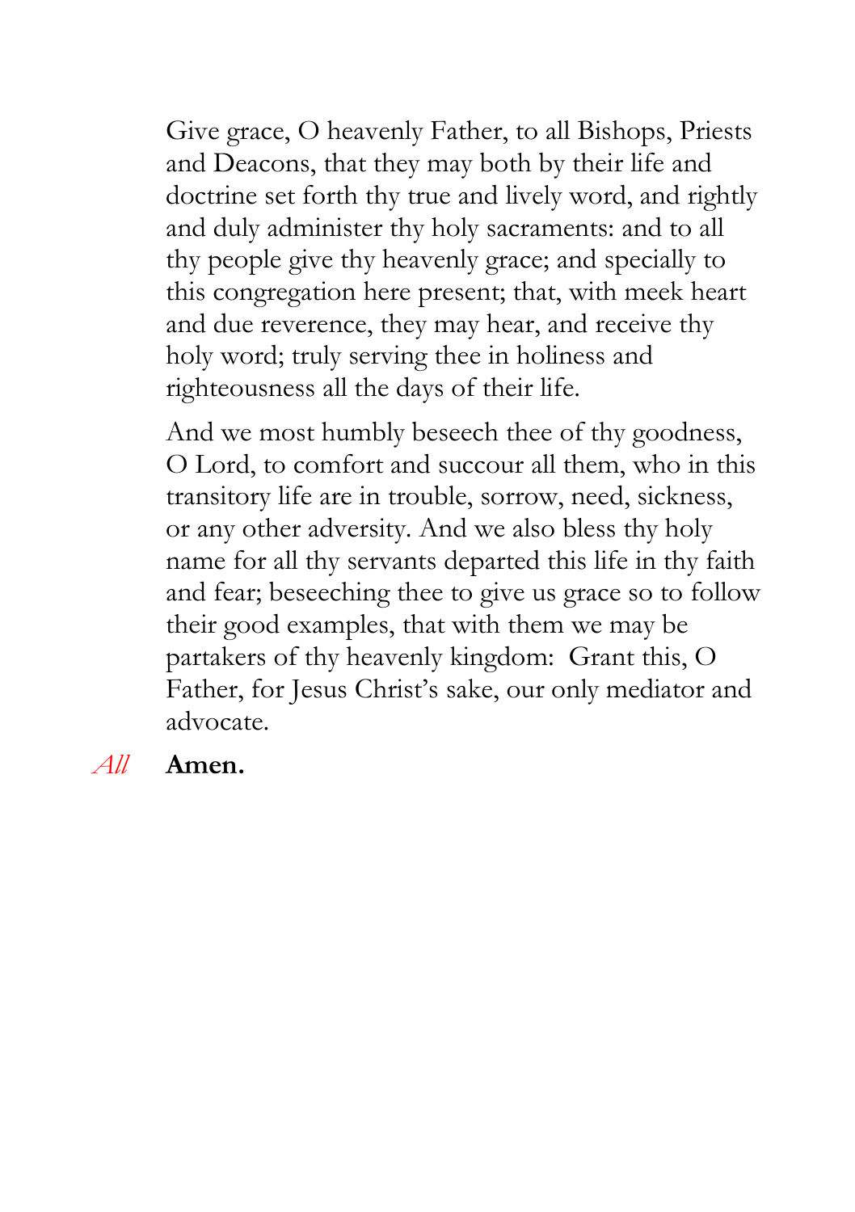Give grace, O heavenly Father, to all Bishops, Priests and Deacons, that they may both by their life and doctrine set forth thy true and lively word, and rightly and duly administer thy holy sacraments: and to all thy people give thy heavenly grace; and specially to this congregation here present; that, with meek heart and due reverence, they may hear, and receive thy holy word; truly serving thee in holiness and righteousness all the days of their life.

And we most humbly beseech thee of thy goodness, O Lord, to comfort and succour all them, who in this transitory life are in trouble, sorrow, need, sickness, or any other adversity. And we also bless thy holy name for all thy servants departed this life in thy faith and fear; beseeching thee to give us grace so to follow their good examples, that with them we may be partakers of thy heavenly kingdom: Grant this, O Father, for Jesus Christ's sake, our only mediator and advocate.

*All* **Amen.**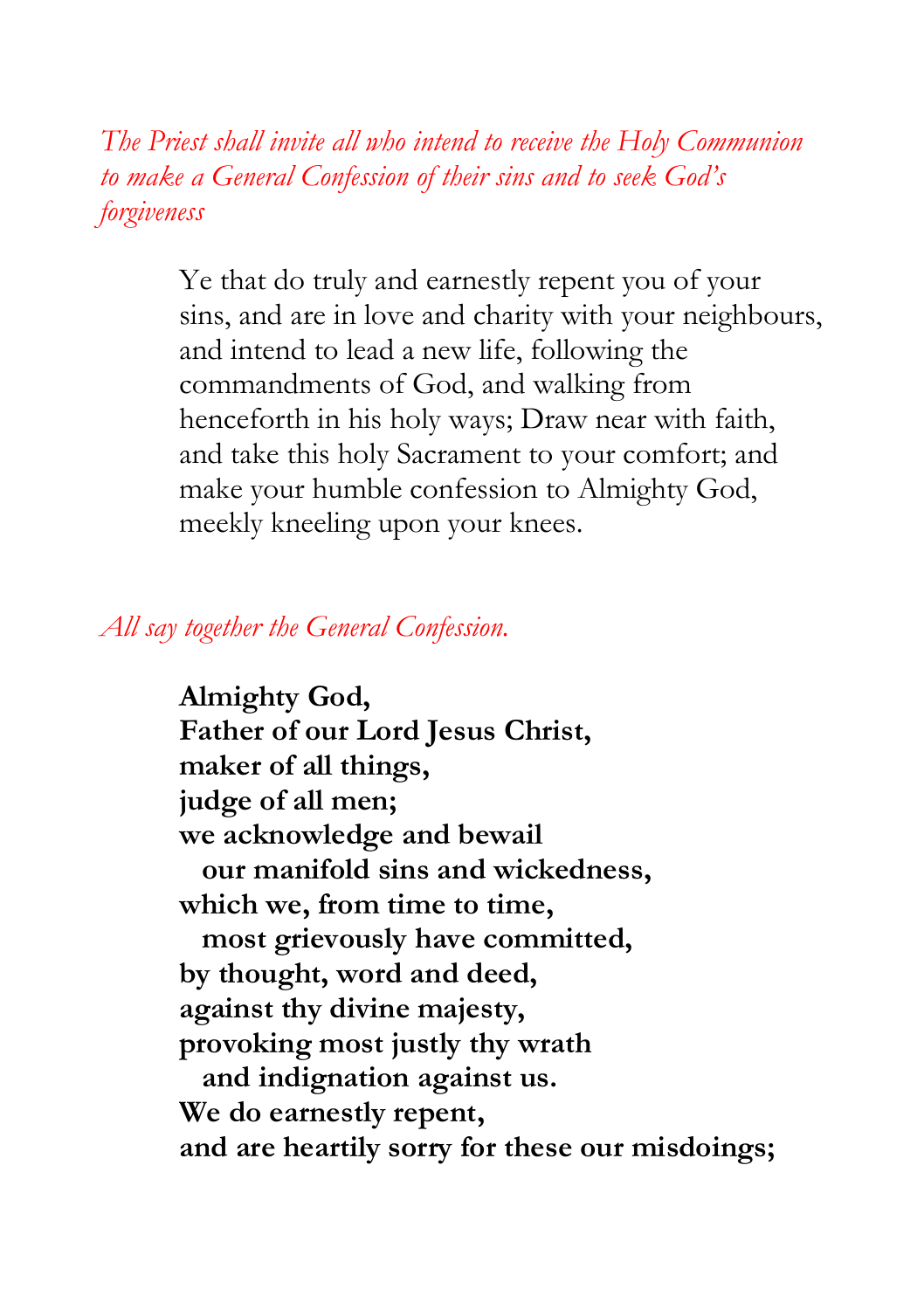*The Priest shall invite all who intend to receive the Holy Communion to make a General Confession of their sins and to seek God's forgiveness*

Ye that do truly and earnestly repent you of your sins, and are in love and charity with your neighbours, and intend to lead a new life, following the commandments of God, and walking from henceforth in his holy ways; Draw near with faith, and take this holy Sacrament to your comfort; and make your humble confession to Almighty God, meekly kneeling upon your knees.

*All say together the General Confession.*

**Almighty God,**
**Father of our Lord Jesus Christ,**
**maker of all things,**
**judge of all men;**
**we acknowledge and bewail**
**our manifold sins and wickedness,**
**which we, from time to time,**
**most grievously have committed,**
**by thought, word and deed,**
**against thy divine majesty,**
**provoking most justly thy wrath**
**and indignation against us.**
**We do earnestly repent,**
**and are heartily sorry for these our misdoings;**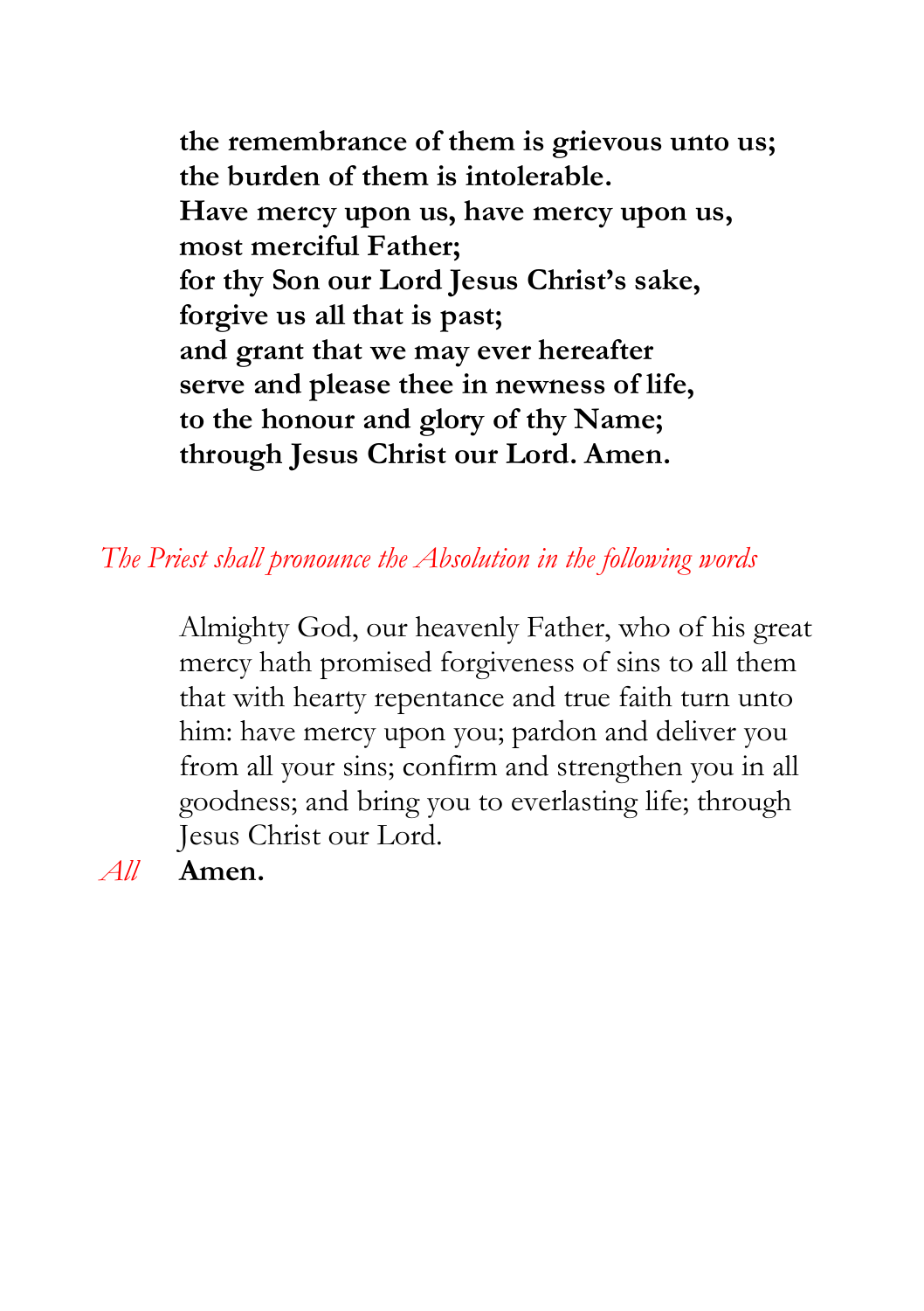**the remembrance of them is grievous unto us;**
**the burden of them is intolerable.**
**Have mercy upon us, have mercy upon us,**
**most merciful Father;**
**for thy Son our Lord Jesus Christ's sake,**
**forgive us all that is past;**
**and grant that we may ever hereafter**
**serve and please thee in newness of life,**
**to the honour and glory of thy Name;**
**through Jesus Christ our Lord. Amen.**

*The Priest shall pronounce the Absolution in the following words*

Almighty God, our heavenly Father, who of his great mercy hath promised forgiveness of sins to all them that with hearty repentance and true faith turn unto him: have mercy upon you; pardon and deliver you from all your sins; confirm and strengthen you in all goodness; and bring you to everlasting life; through Jesus Christ our Lord.

*All* **Amen.**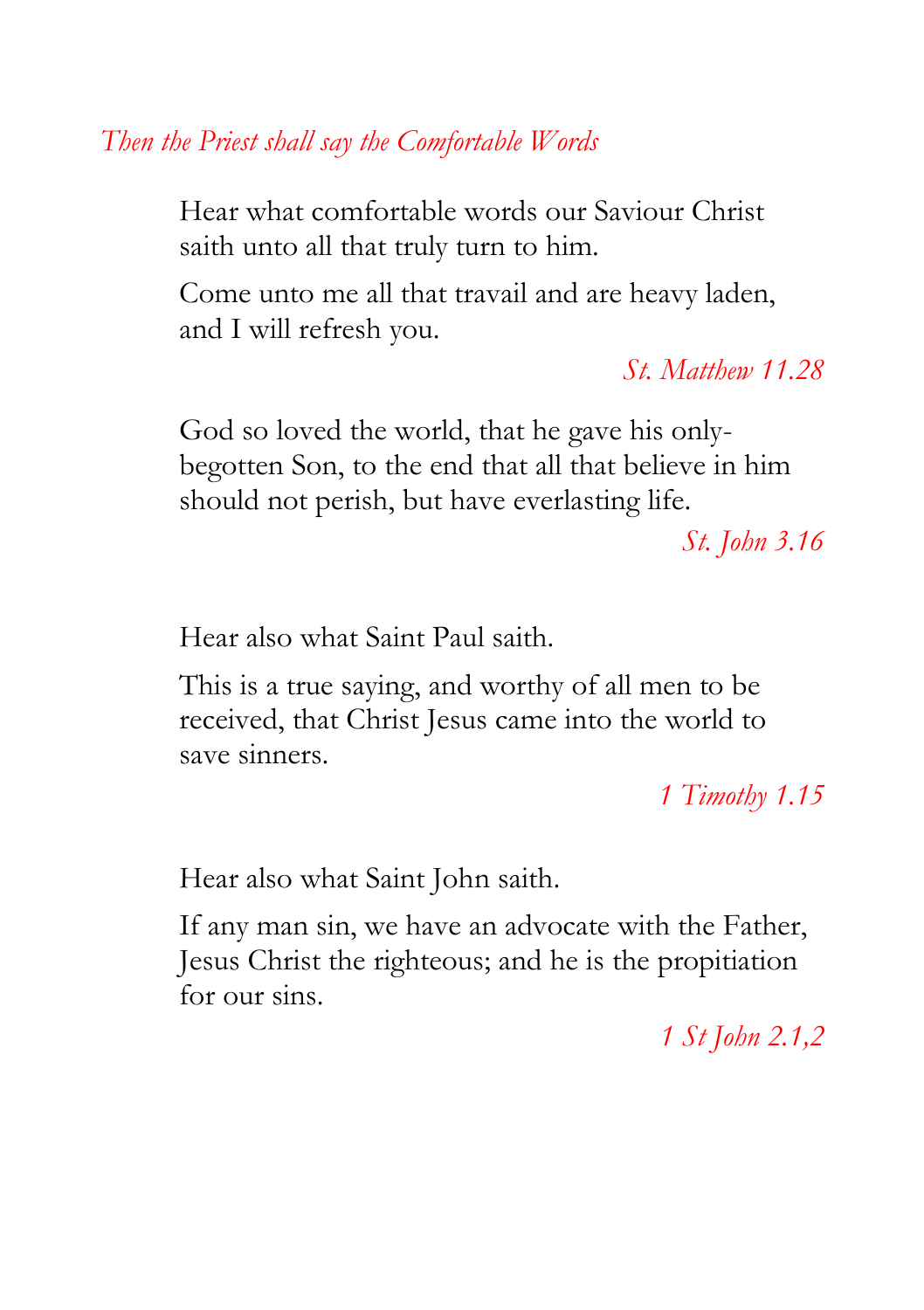*Then the Priest shall say the Comfortable Words*

Hear what comfortable words our Saviour Christ saith unto all that truly turn to him.

Come unto me all that travail and are heavy laden, and I will refresh you.

*St. Matthew 11.28*

God so loved the world, that he gave his only-begotten Son, to the end that all that believe in him should not perish, but have everlasting life.

*St. John 3.16*

Hear also what Saint Paul saith.

This is a true saying, and worthy of all men to be received, that Christ Jesus came into the world to save sinners.

*1 Timothy 1.15*

Hear also what Saint John saith.

If any man sin, we have an advocate with the Father, Jesus Christ the righteous; and he is the propitiation for our sins.

*1 St John 2.1,2*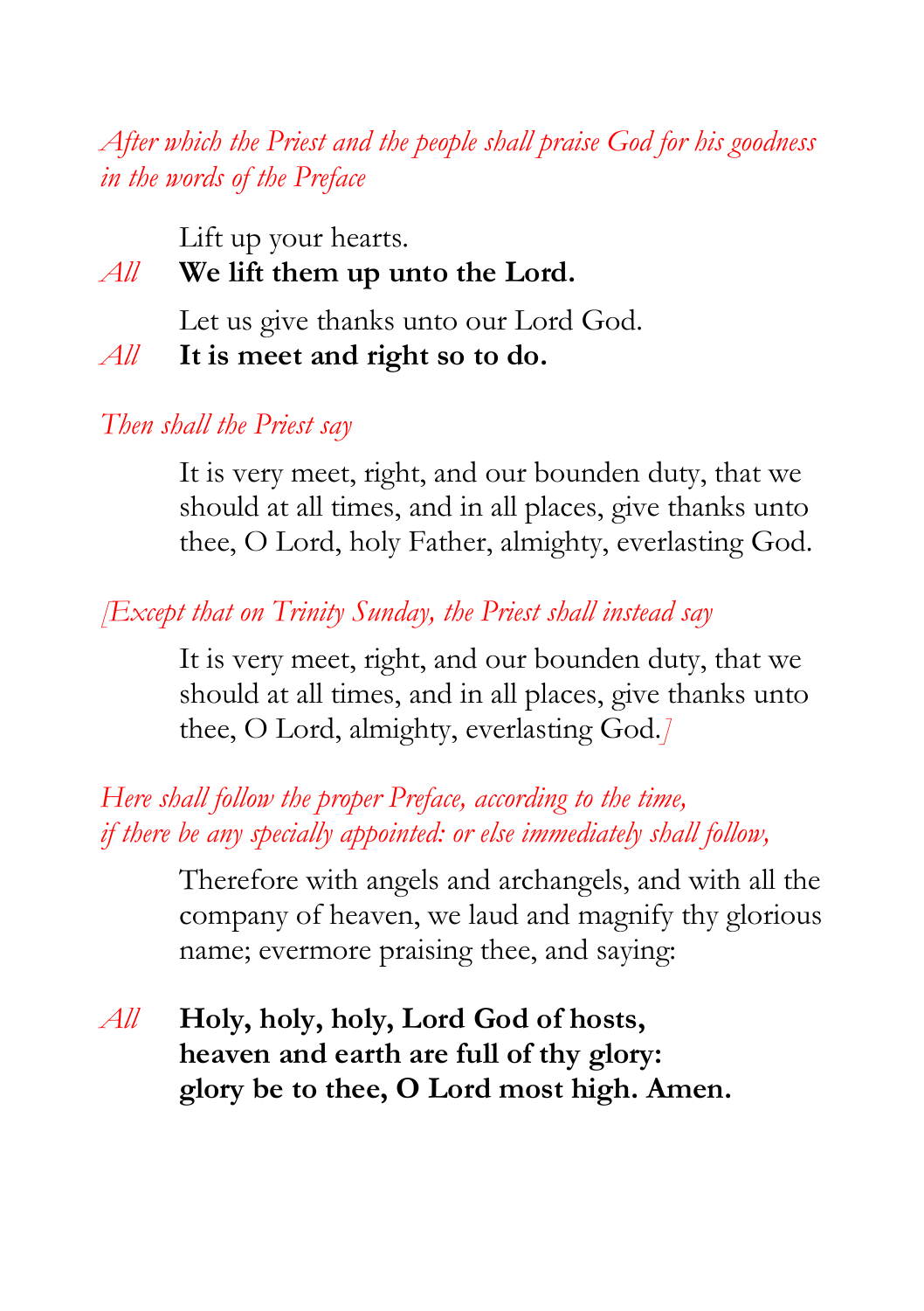*After which the Priest and the people shall praise God for his goodness in the words of the Preface*

Lift up your hearts.

*All* **We lift them up unto the Lord.**

Let us give thanks unto our Lord God.

*All* **It is meet and right so to do.**

*Then shall the Priest say*

It is very meet, right, and our bounden duty, that we should at all times, and in all places, give thanks unto thee, O Lord, holy Father, almighty, everlasting God.

*[Except that on Trinity Sunday, the Priest shall instead say*

It is very meet, right, and our bounden duty, that we should at all times, and in all places, give thanks unto thee, O Lord, almighty, everlasting God.*]*

*Here shall follow the proper Preface, according to the time, if there be any specially appointed: or else immediately shall follow,*

Therefore with angels and archangels, and with all the company of heaven, we laud and magnify thy glorious name; evermore praising thee, and saying:

*All* **Holy, holy, holy, Lord God of hosts,**
**heaven and earth are full of thy glory:**
**glory be to thee, O Lord most high. Amen.**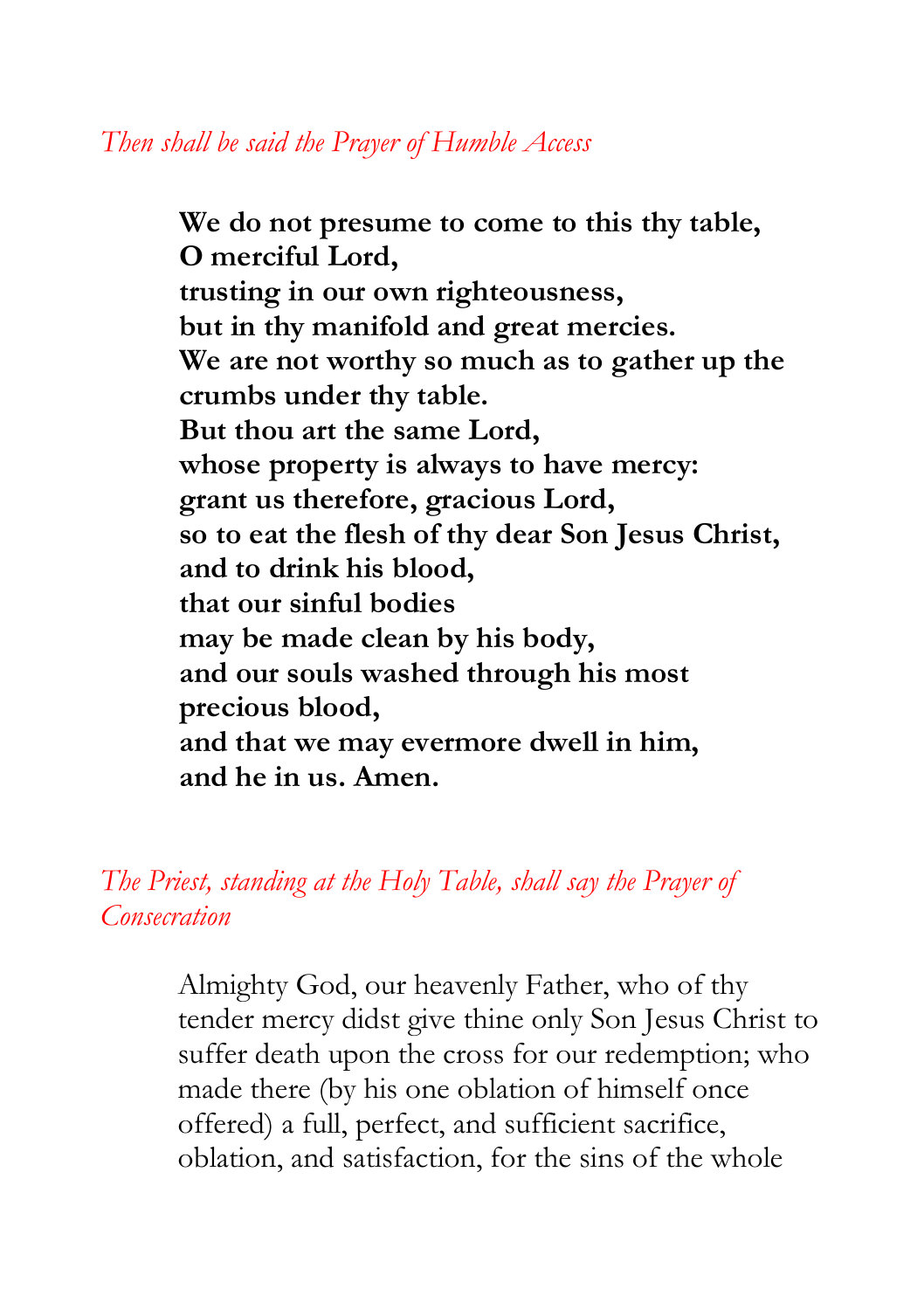*Then shall be said the Prayer of Humble Access*

**We do not presume to come to this thy table,**
**O merciful Lord,**
**trusting in our own righteousness,**
**but in thy manifold and great mercies.**
**We are not worthy so much as to gather up the crumbs under thy table.**
**But thou art the same Lord,**
**whose property is always to have mercy:**
**grant us therefore, gracious Lord,**
**so to eat the flesh of thy dear Son Jesus Christ,**
**and to drink his blood,**
**that our sinful bodies**
**may be made clean by his body,**
**and our souls washed through his most precious blood,**
**and that we may evermore dwell in him,**
**and he in us. Amen.**

*The Priest, standing at the Holy Table, shall say the Prayer of Consecration*

Almighty God, our heavenly Father, who of thy tender mercy didst give thine only Son Jesus Christ to suffer death upon the cross for our redemption; who made there (by his one oblation of himself once offered) a full, perfect, and sufficient sacrifice, oblation, and satisfaction, for the sins of the whole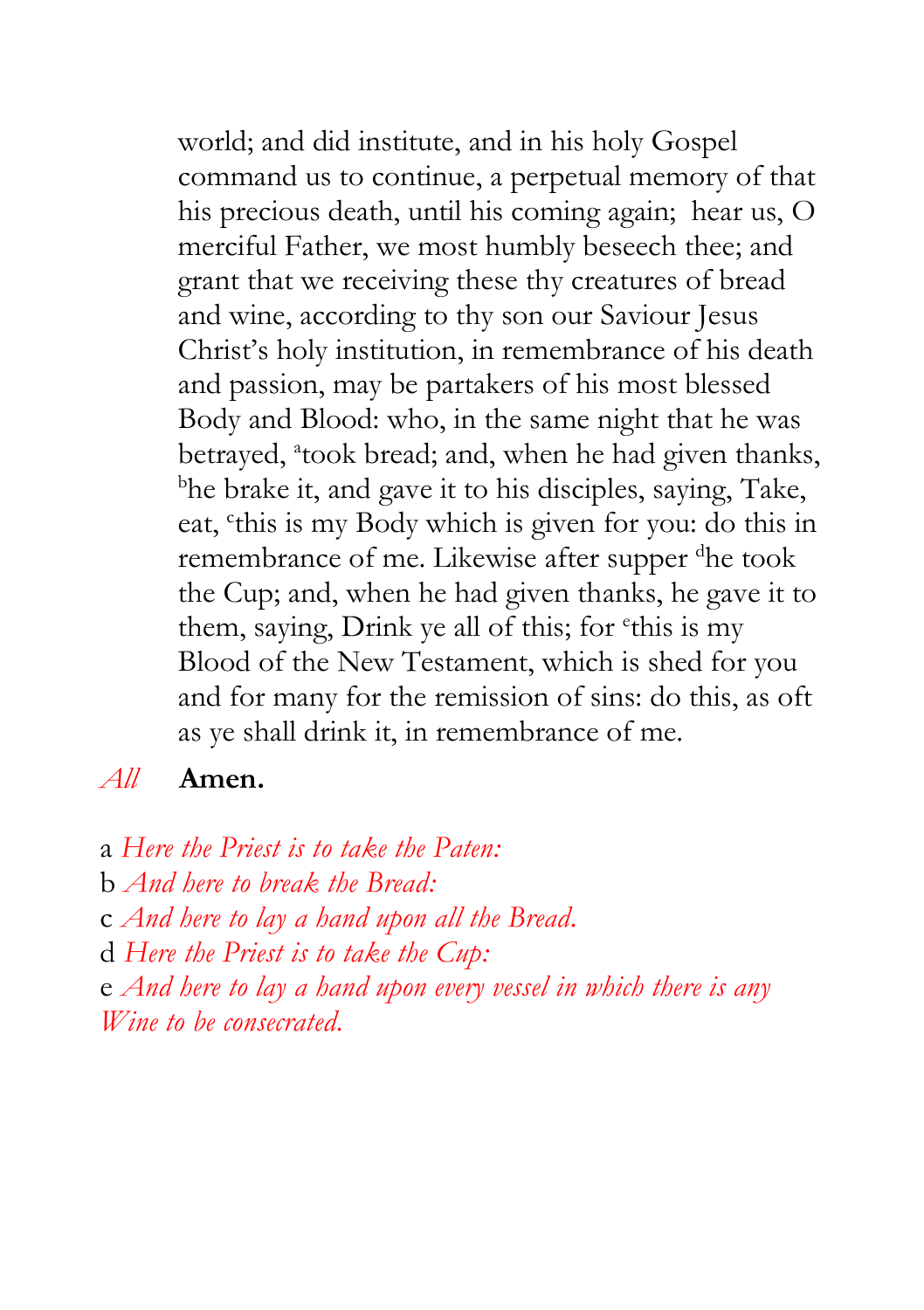world; and did institute, and in his holy Gospel command us to continue, a perpetual memory of that his precious death, until his coming again; hear us, O merciful Father, we most humbly beseech thee; and grant that we receiving these thy creatures of bread and wine, according to thy son our Saviour Jesus Christ's holy institution, in remembrance of his death and passion, may be partakers of his most blessed Body and Blood: who, in the same night that he was betrayed, [a]took bread; and, when he had given thanks, [b]he brake it, and gave it to his disciples, saying, Take, eat, [c]this is my Body which is given for you: do this in remembrance of me. Likewise after supper [d]he took the Cup; and, when he had given thanks, he gave it to them, saying, Drink ye all of this; for [e]this is my Blood of the New Testament, which is shed for you and for many for the remission of sins: do this, as oft as ye shall drink it, in remembrance of me.

*All* **Amen.**

a *Here the Priest is to take the Paten:*
b *And here to break the Bread:*
c *And here to lay a hand upon all the Bread.*
d *Here the Priest is to take the Cup:*
e *And here to lay a hand upon every vessel in which there is any Wine to be consecrated.*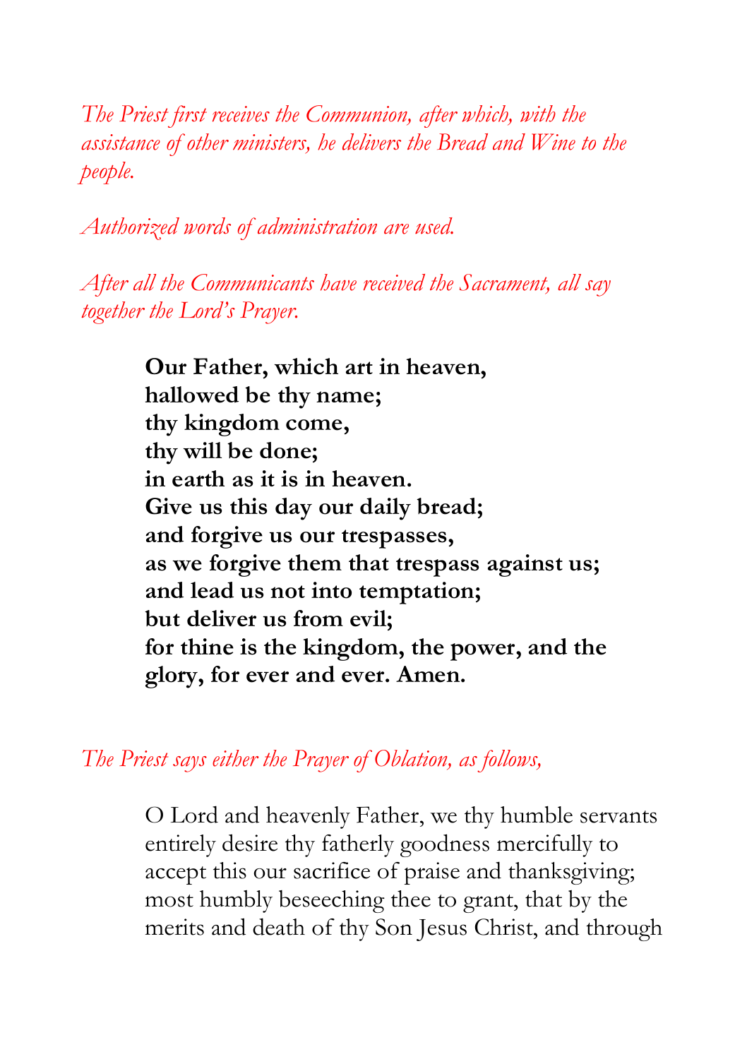*The Priest first receives the Communion, after which, with the assistance of other ministers, he delivers the Bread and Wine to the people.*

*Authorized words of administration are used.*

*After all the Communicants have received the Sacrament, all say together the Lord's Prayer.*

> **Our Father, which art in heaven,**
> **hallowed be thy name;**
> **thy kingdom come,**
> **thy will be done;**
> **in earth as it is in heaven.**
> **Give us this day our daily bread;**
> **and forgive us our trespasses,**
> **as we forgive them that trespass against us;**
> **and lead us not into temptation;**
> **but deliver us from evil;**
> **for thine is the kingdom, the power, and the glory, for ever and ever. Amen.**

*The Priest says either the Prayer of Oblation, as follows,*

> O Lord and heavenly Father, we thy humble servants entirely desire thy fatherly goodness mercifully to accept this our sacrifice of praise and thanksgiving; most humbly beseeching thee to grant, that by the merits and death of thy Son Jesus Christ, and through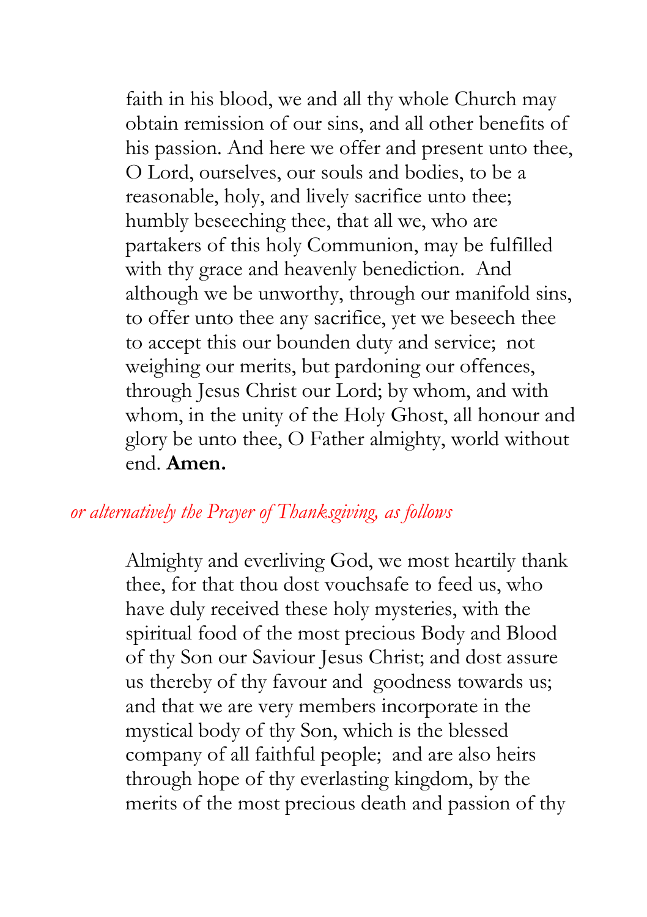faith in his blood, we and all thy whole Church may obtain remission of our sins, and all other benefits of his passion. And here we offer and present unto thee, O Lord, ourselves, our souls and bodies, to be a reasonable, holy, and lively sacrifice unto thee; humbly beseeching thee, that all we, who are partakers of this holy Communion, may be fulfilled with thy grace and heavenly benediction. And although we be unworthy, through our manifold sins, to offer unto thee any sacrifice, yet we beseech thee to accept this our bounden duty and service; not weighing our merits, but pardoning our offences, through Jesus Christ our Lord; by whom, and with whom, in the unity of the Holy Ghost, all honour and glory be unto thee, O Father almighty, world without end. **Amen.**

*or alternatively the Prayer of Thanksgiving, as follows*

Almighty and everliving God, we most heartily thank thee, for that thou dost vouchsafe to feed us, who have duly received these holy mysteries, with the spiritual food of the most precious Body and Blood of thy Son our Saviour Jesus Christ; and dost assure us thereby of thy favour and goodness towards us; and that we are very members incorporate in the mystical body of thy Son, which is the blessed company of all faithful people; and are also heirs through hope of thy everlasting kingdom, by the merits of the most precious death and passion of thy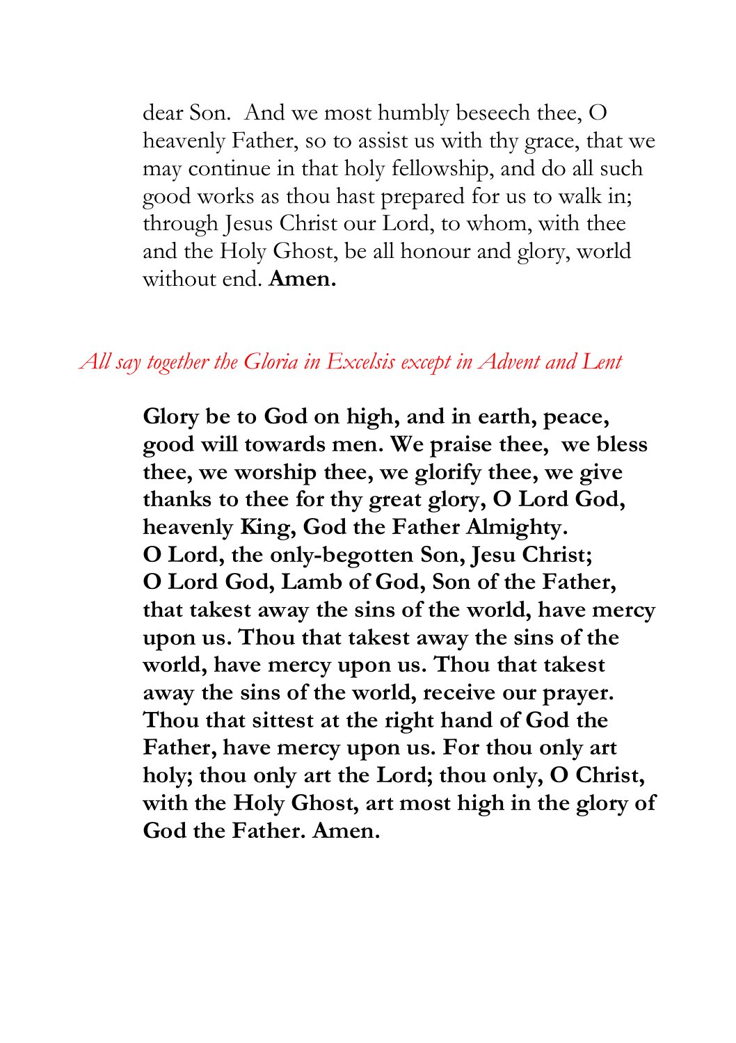dear Son. And we most humbly beseeech thee, O heavenly Father, so to assist us with thy grace, that we may continue in that holy fellowship, and do all such good works as thou hast prepared for us to walk in; through Jesus Christ our Lord, to whom, with thee and the Holy Ghost, be all honour and glory, world without end. **Amen.**

*All say together the Gloria in Excelsis except in Advent and Lent*

**Glory be to God on high, and in earth, peace, good will towards men. We praise thee, we bless thee, we worship thee, we glorify thee, we give thanks to thee for thy great glory, O Lord God, heavenly King, God the Father Almighty.**
**O Lord, the only-begotten Son, Jesu Christ;**
**O Lord God, Lamb of God, Son of the Father, that takest away the sins of the world, have mercy upon us. Thou that takest away the sins of the world, have mercy upon us. Thou that takest away the sins of the world, receive our prayer. Thou that sittest at the right hand of God the Father, have mercy upon us. For thou only art holy; thou only art the Lord; thou only, O Christ, with the Holy Ghost, art most high in the glory of God the Father. Amen.**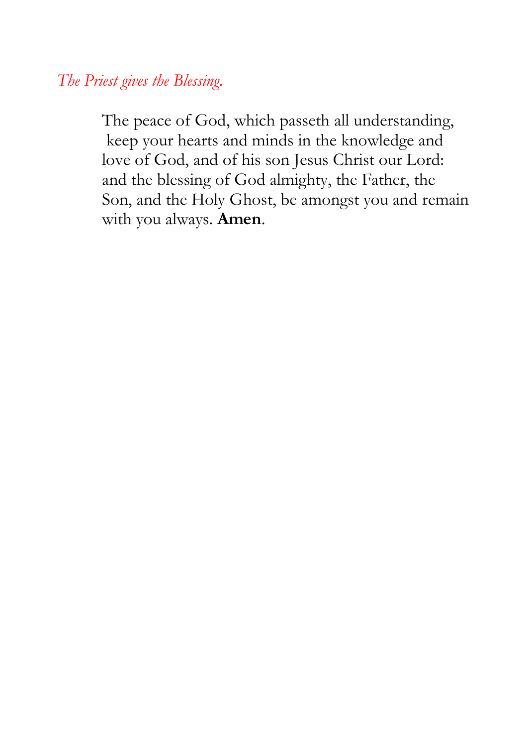*The Priest gives the Blessing.*

The peace of God, which passeth all understanding, keep your hearts and minds in the knowledge and love of God, and of his son Jesus Christ our Lord: and the blessing of God almighty, the Father, the Son, and the Holy Ghost, be amongst you and remain with you always. **Amen**.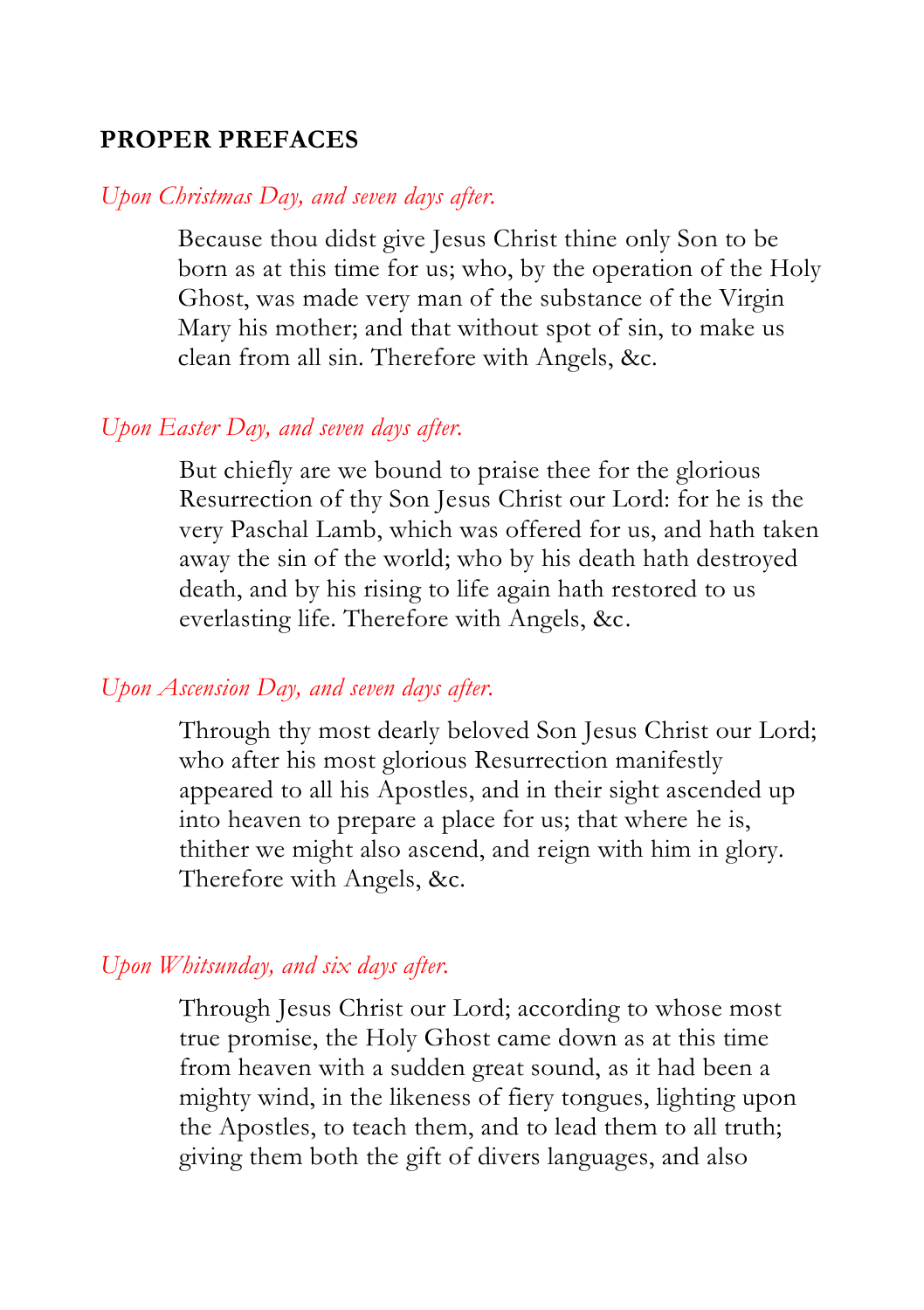## PROPER PREFACES

*Upon Christmas Day, and seven days after.*

> Because thou didst give Jesus Christ thine only Son to be born as at this time for us; who, by the operation of the Holy Ghost, was made very man of the substance of the Virgin Mary his mother; and that without spot of sin, to make us clean from all sin. Therefore with Angels, &c.

*Upon Easter Day, and seven days after.*

> But chiefly are we bound to praise thee for the glorious Resurrection of thy Son Jesus Christ our Lord: for he is the very Paschal Lamb, which was offered for us, and hath taken away the sin of the world; who by his death hath destroyed death, and by his rising to life again hath restored to us everlasting life. Therefore with Angels, &c.

*Upon Ascension Day, and seven days after.*

> Through thy most dearly beloved Son Jesus Christ our Lord; who after his most glorious Resurrection manifestly appeared to all his Apostles, and in their sight ascended up into heaven to prepare a place for us; that where he is, thither we might also ascend, and reign with him in glory. Therefore with Angels, &c.

*Upon Whitsunday, and six days after.*

> Through Jesus Christ our Lord; according to whose most true promise, the Holy Ghost came down as at this time from heaven with a sudden great sound, as it had been a mighty wind, in the likeness of fiery tongues, lighting upon the Apostles, to teach them, and to lead them to all truth; giving them both the gift of divers languages, and also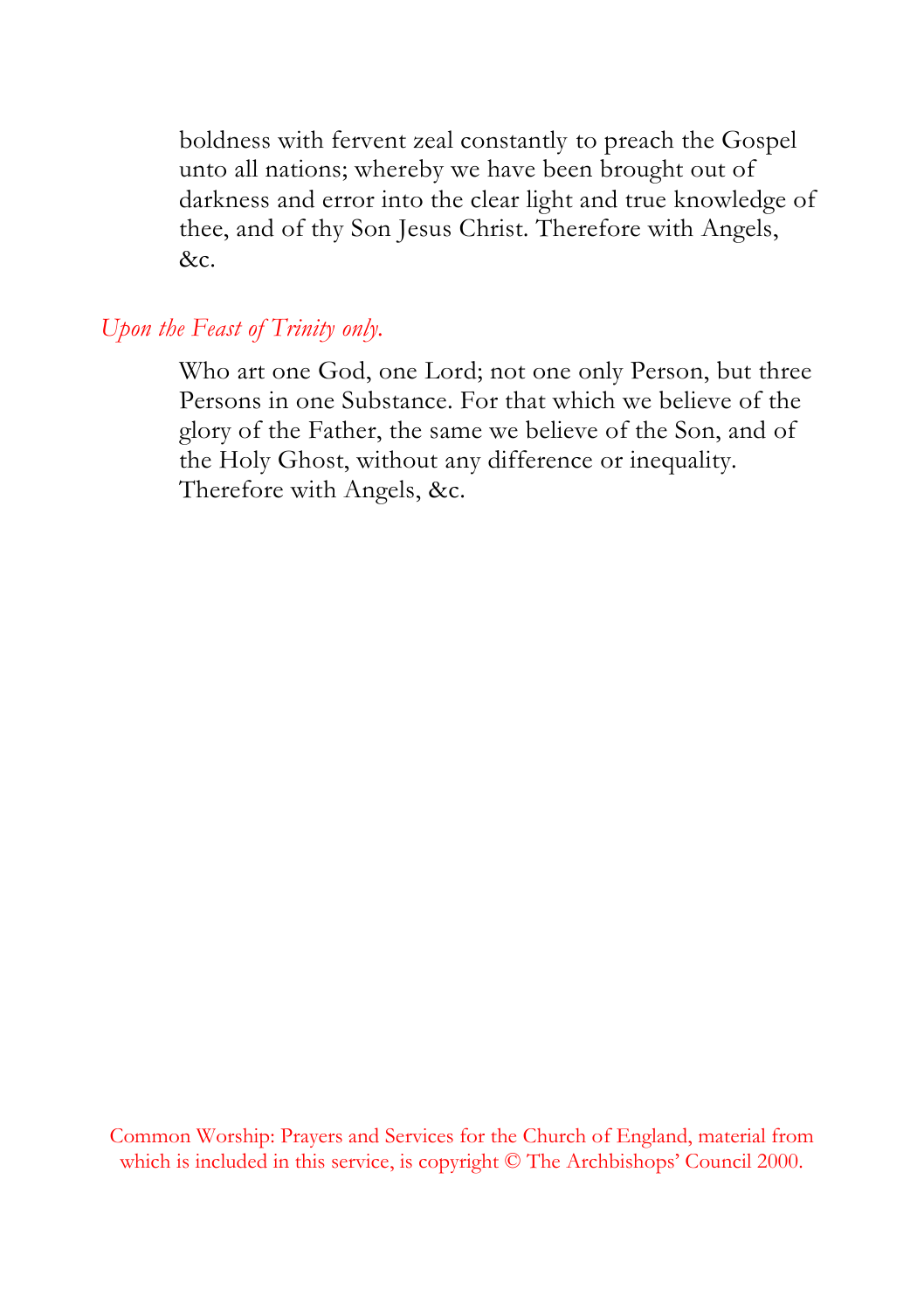boldness with fervent zeal constantly to preach the Gospel unto all nations; whereby we have been brought out of darkness and error into the clear light and true knowledge of thee, and of thy Son Jesus Christ. Therefore with Angels, &c.

*Upon the Feast of Trinity only.*

Who art one God, one Lord; not one only Person, but three Persons in one Substance. For that which we believe of the glory of the Father, the same we believe of the Son, and of the Holy Ghost, without any difference or inequality. Therefore with Angels, &c.

Common Worship: Prayers and Services for the Church of England, material from which is included in this service, is copyright © The Archbishops' Council 2000.